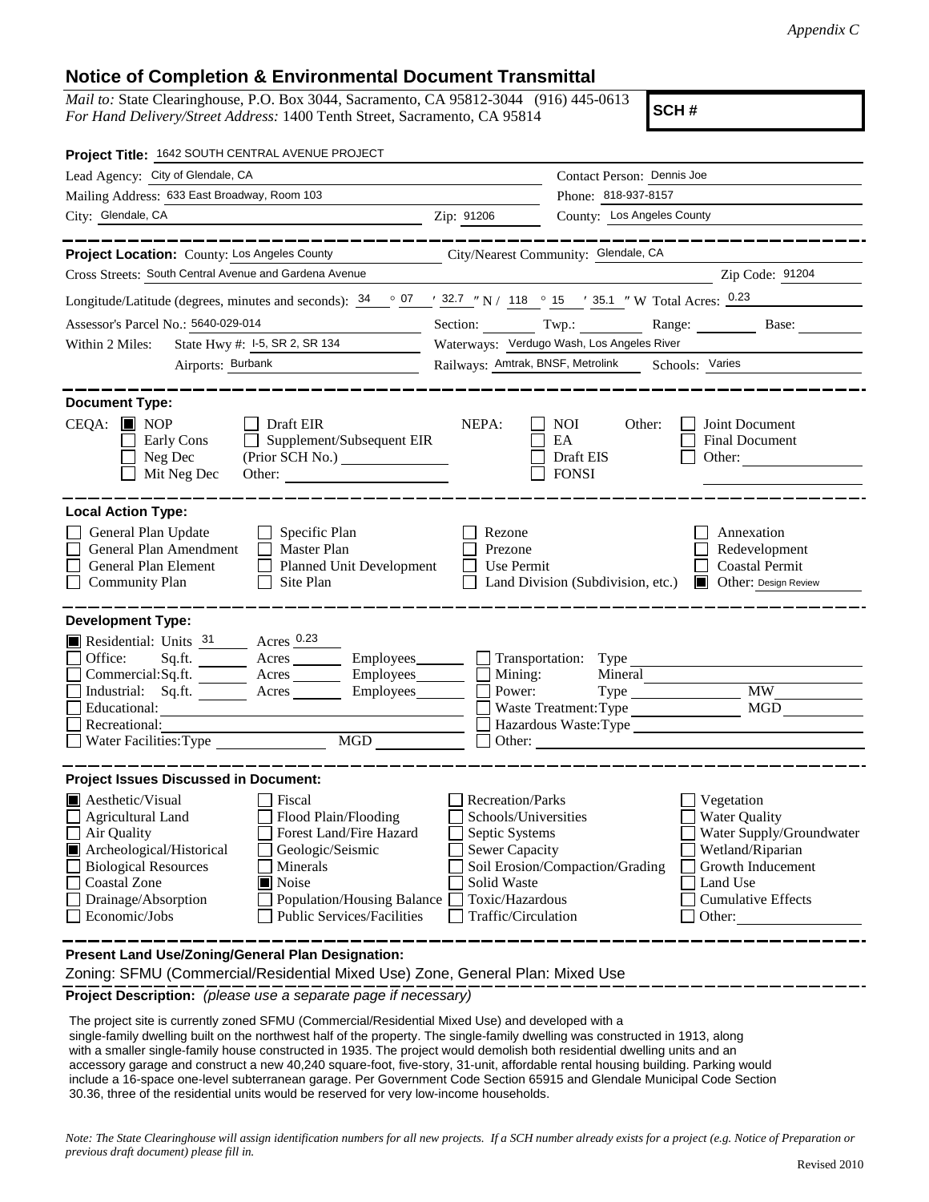*Appendix C*

# Notice of Completion & Environmental Document Transmittal

*Mail to:* State Clearinghouse, P.O. Box 3044, Sacramento, CA 95812-3044 (916) 445-0613
*For Hand Delivery/Street Address:* 1400 Tenth Street, Sacramento, CA 95814

**SCH #**

**Project Title:** 1642 SOUTH CENTRAL AVENUE PROJECT

Lead Agency: City of Glendale, CA — Contact Person: Dennis Joe

Mailing Address: 633 East Broadway, Room 103 — Phone: 818-937-8157

City: Glendale, CA — Zip: 91206 — County: Los Angeles County

---

**Project Location:** County: Los Angeles County — City/Nearest Community: Glendale, CA

Cross Streets: South Central Avenue and Gardena Avenue — Zip Code: 91204

Longitude/Latitude (degrees, minutes and seconds): 34 ° 07 ′ 32.7 ″ N / 118 ° 15 ′ 35.1 ″ W Total Acres: 0.23

Assessor's Parcel No.: 5640-029-014 — Section: ___ Twp.: ___ Range: ___ Base: ___

Within 2 Miles: State Hwy #: I-5, SR 2, SR 134 — Waterways: Verdugo Wash, Los Angeles River

Airports: Burbank — Railways: Amtrak, BNSF, Metrolink — Schools: Varies

---

**Document Type:**

CEQA: ☒ NOP ☐ Early Cons ☐ Neg Dec ☐ Mit Neg Dec ☐ Draft EIR ☐ Supplement/Subsequent EIR (Prior SCH No.) ___ Other: ___

NEPA: ☐ NOI ☐ EA ☐ Draft EIS ☐ FONSI

Other: ☐ Joint Document ☐ Final Document ☐ Other: ___

---

**Local Action Type:**

☐ General Plan Update ☐ General Plan Amendment ☐ General Plan Element ☐ Community Plan ☐ Specific Plan ☐ Master Plan ☐ Planned Unit Development ☐ Site Plan ☐ Rezone ☐ Prezone ☐ Use Permit ☐ Land Division (Subdivision, etc.) ☐ Annexation ☐ Redevelopment ☐ Coastal Permit ☒ Other: Design Review

---

**Development Type:**

☒ Residential: Units 31 Acres 0.23
☐ Office: Sq.ft. ___ Acres ___ Employees ___
☐ Commercial: Sq.ft. ___ Acres ___ Employees ___
☐ Industrial: Sq.ft. ___ Acres ___ Employees ___
☐ Educational: ___
☐ Recreational: ___
☐ Water Facilities: Type ___ MGD ___
☐ Transportation: Type ___
☐ Mining: Mineral ___
☐ Power: Type ___ MW ___
☐ Waste Treatment: Type ___ MGD ___
☐ Hazardous Waste: Type ___
☐ Other: ___

---

**Project Issues Discussed in Document:**

☒ Aesthetic/Visual ☐ Agricultural Land ☐ Air Quality ☒ Archeological/Historical ☐ Biological Resources ☐ Coastal Zone ☐ Drainage/Absorption ☐ Economic/Jobs ☐ Fiscal ☐ Flood Plain/Flooding ☐ Forest Land/Fire Hazard ☐ Geologic/Seismic ☐ Minerals ☒ Noise ☐ Population/Housing Balance ☐ Public Services/Facilities ☐ Recreation/Parks ☐ Schools/Universities ☐ Septic Systems ☐ Sewer Capacity ☐ Soil Erosion/Compaction/Grading ☐ Solid Waste ☐ Toxic/Hazardous ☐ Traffic/Circulation ☐ Vegetation ☐ Water Quality ☐ Water Supply/Groundwater ☐ Wetland/Riparian ☐ Growth Inducement ☐ Land Use ☐ Cumulative Effects ☐ Other: ___

---

**Present Land Use/Zoning/General Plan Designation:**

Zoning: SFMU (Commercial/Residential Mixed Use) Zone, General Plan: Mixed Use

**Project Description:** *(please use a separate page if necessary)*

The project site is currently zoned SFMU (Commercial/Residential Mixed Use) and developed with a single-family dwelling built on the northwest half of the property. The single-family dwelling was constructed in 1913, along with a smaller single-family house constructed in 1935. The project would demolish both residential dwelling units and an accessory garage and construct a new 40,240 square-foot, five-story, 31-unit, affordable rental housing building. Parking would include a 16-space one-level subterranean garage. Per Government Code Section 65915 and Glendale Municipal Code Section 30.36, three of the residential units would be reserved for very low-income households.

*Note: The State Clearinghouse will assign identification numbers for all new projects. If a SCH number already exists for a project (e.g. Notice of Preparation or previous draft document) please fill in.*

Revised 2010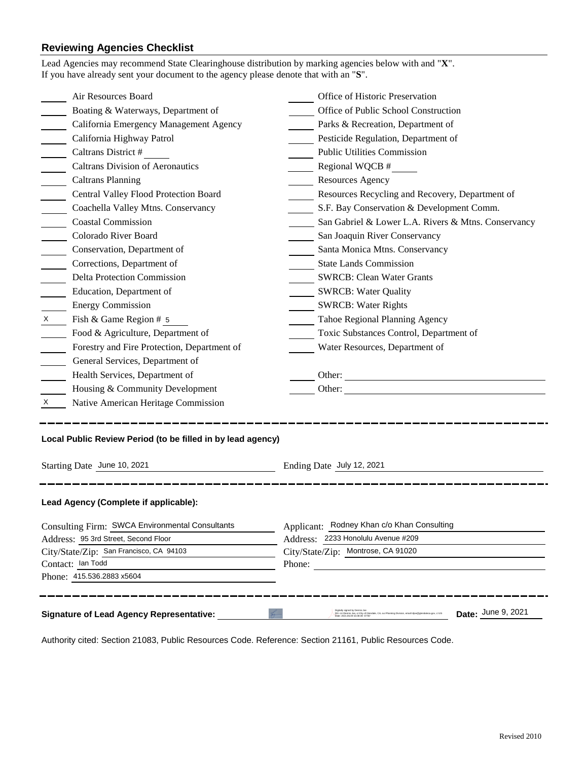## Reviewing Agencies Checklist

Lead Agencies may recommend State Clearinghouse distribution by marking agencies below with and "**X**".
If you have already sent your document to the agency please denote that with an "**S**".

| | | | |
|---|---|---|---|
| | Air Resources Board | | Office of Historic Preservation |
| | Boating & Waterways, Department of | | Office of Public School Construction |
| | California Emergency Management Agency | | Parks & Recreation, Department of |
| | California Highway Patrol | | Pesticide Regulation, Department of |
| | Caltrans District # | | Public Utilities Commission |
| | Caltrans Division of Aeronautics | | Regional WQCB # |
| | Caltrans Planning | | Resources Agency |
| | Central Valley Flood Protection Board | | Resources Recycling and Recovery, Department of |
| | Coachella Valley Mtns. Conservancy | | S.F. Bay Conservation & Development Comm. |
| | Coastal Commission | | San Gabriel & Lower L.A. Rivers & Mtns. Conservancy |
| | Colorado River Board | | San Joaquin River Conservancy |
| | Conservation, Department of | | Santa Monica Mtns. Conservancy |
| | Corrections, Department of | | State Lands Commission |
| | Delta Protection Commission | | SWRCB: Clean Water Grants |
| | Education, Department of | | SWRCB: Water Quality |
| | Energy Commission | | SWRCB: Water Rights |
| X | Fish & Game Region # 5 | | Tahoe Regional Planning Agency |
| | Food & Agriculture, Department of | | Toxic Substances Control, Department of |
| | Forestry and Fire Protection, Department of | | Water Resources, Department of |
| | General Services, Department of | | |
| | Health Services, Department of | | Other: |
| | Housing & Community Development | | Other: |
| X | Native American Heritage Commission | | |

---

**Local Public Review Period (to be filled in by lead agency)**

Starting Date June 10, 2021

Ending Date July 12, 2021

---

**Lead Agency (Complete if applicable):**

Consulting Firm: SWCA Environmental Consultants
Address: 95 3rd Street, Second Floor
City/State/Zip: San Francisco, CA 94103
Contact: Ian Todd
Phone: 415.536.2883 x5604

Applicant: Rodney Khan c/o Khan Consulting
Address: 2233 Honolulu Avenue #209
City/State/Zip: Montrose, CA 91020
Phone:

---

**Signature of Lead Agency Representative:** Digitally signed by Dennis Joe DN: cn=Dennis Joe, o=City of Glendale, CA, ou=Planning Division, email=djoe@glendaleca.gov, c=US Date: 2021.06.09 15:08:49 -07'00'

**Date:** June 9, 2021

Authority cited: Section 21083, Public Resources Code. Reference: Section 21161, Public Resources Code.

Revised 2010